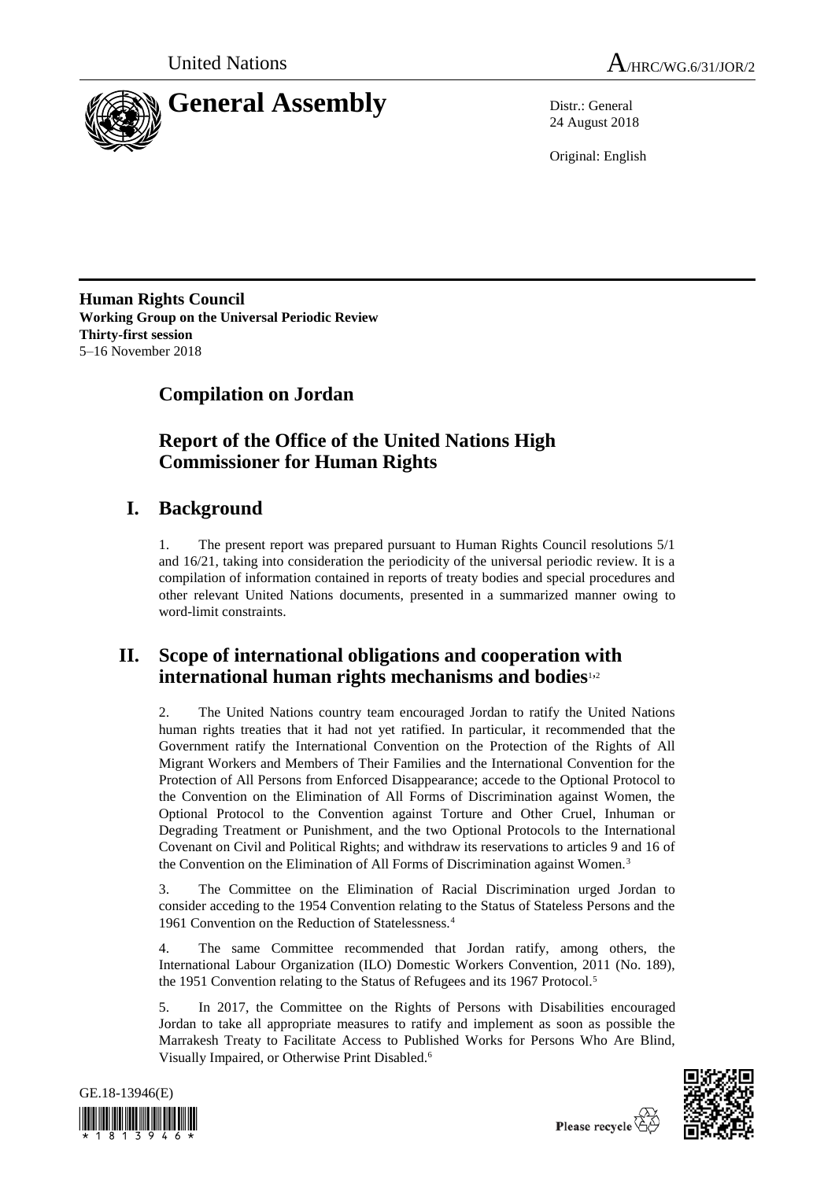United Nations A/HRC/WG.6/31/JOR/2

# General Assembly

Distr.: General
24 August 2018

Original: English

**Human Rights Council**
**Working Group on the Universal Periodic Review**
**Thirty-first session**
5–16 November 2018

## Compilation on Jordan

## Report of the Office of the United Nations High Commissioner for Human Rights

## I. Background

1. The present report was prepared pursuant to Human Rights Council resolutions 5/1 and 16/21, taking into consideration the periodicity of the universal periodic review. It is a compilation of information contained in reports of treaty bodies and special procedures and other relevant United Nations documents, presented in a summarized manner owing to word-limit constraints.

## II. Scope of international obligations and cooperation with international human rights mechanisms and bodies[1,2]

2. The United Nations country team encouraged Jordan to ratify the United Nations human rights treaties that it had not yet ratified. In particular, it recommended that the Government ratify the International Convention on the Protection of the Rights of All Migrant Workers and Members of Their Families and the International Convention for the Protection of All Persons from Enforced Disappearance; accede to the Optional Protocol to the Convention on the Elimination of All Forms of Discrimination against Women, the Optional Protocol to the Convention against Torture and Other Cruel, Inhuman or Degrading Treatment or Punishment, and the two Optional Protocols to the International Covenant on Civil and Political Rights; and withdraw its reservations to articles 9 and 16 of the Convention on the Elimination of All Forms of Discrimination against Women.[3]

3. The Committee on the Elimination of Racial Discrimination urged Jordan to consider acceding to the 1954 Convention relating to the Status of Stateless Persons and the 1961 Convention on the Reduction of Statelessness.[4]

4. The same Committee recommended that Jordan ratify, among others, the International Labour Organization (ILO) Domestic Workers Convention, 2011 (No. 189), the 1951 Convention relating to the Status of Refugees and its 1967 Protocol.[5]

5. In 2017, the Committee on the Rights of Persons with Disabilities encouraged Jordan to take all appropriate measures to ratify and implement as soon as possible the Marrakesh Treaty to Facilitate Access to Published Works for Persons Who Are Blind, Visually Impaired, or Otherwise Print Disabled.[6]

GE.18-13946(E)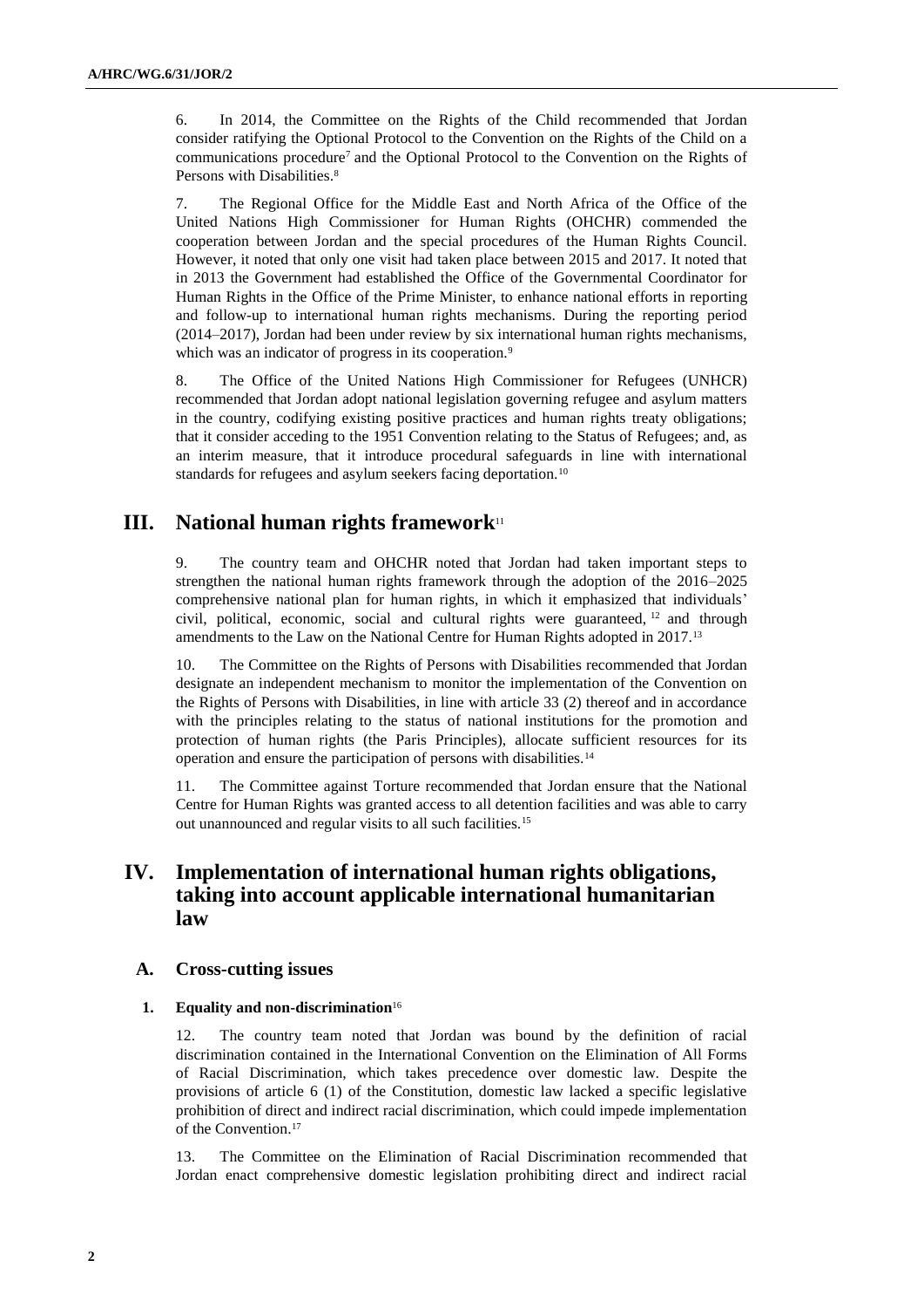6. In 2014, the Committee on the Rights of the Child recommended that Jordan consider ratifying the Optional Protocol to the Convention on the Rights of the Child on a communications procedure[7] and the Optional Protocol to the Convention on the Rights of Persons with Disabilities.[8]

7. The Regional Office for the Middle East and North Africa of the Office of the United Nations High Commissioner for Human Rights (OHCHR) commended the cooperation between Jordan and the special procedures of the Human Rights Council. However, it noted that only one visit had taken place between 2015 and 2017. It noted that in 2013 the Government had established the Office of the Governmental Coordinator for Human Rights in the Office of the Prime Minister, to enhance national efforts in reporting and follow-up to international human rights mechanisms. During the reporting period (2014–2017), Jordan had been under review by six international human rights mechanisms, which was an indicator of progress in its cooperation.[9]

8. The Office of the United Nations High Commissioner for Refugees (UNHCR) recommended that Jordan adopt national legislation governing refugee and asylum matters in the country, codifying existing positive practices and human rights treaty obligations; that it consider acceding to the 1951 Convention relating to the Status of Refugees; and, as an interim measure, that it introduce procedural safeguards in line with international standards for refugees and asylum seekers facing deportation.[10]

# III. National human rights framework[11]

9. The country team and OHCHR noted that Jordan had taken important steps to strengthen the national human rights framework through the adoption of the 2016–2025 comprehensive national plan for human rights, in which it emphasized that individuals' civil, political, economic, social and cultural rights were guaranteed,[12] and through amendments to the Law on the National Centre for Human Rights adopted in 2017.[13]

10. The Committee on the Rights of Persons with Disabilities recommended that Jordan designate an independent mechanism to monitor the implementation of the Convention on the Rights of Persons with Disabilities, in line with article 33 (2) thereof and in accordance with the principles relating to the status of national institutions for the promotion and protection of human rights (the Paris Principles), allocate sufficient resources for its operation and ensure the participation of persons with disabilities.[14]

11. The Committee against Torture recommended that Jordan ensure that the National Centre for Human Rights was granted access to all detention facilities and was able to carry out unannounced and regular visits to all such facilities.[15]

# IV. Implementation of international human rights obligations, taking into account applicable international humanitarian law

## A. Cross-cutting issues

### 1. Equality and non-discrimination[16]

12. The country team noted that Jordan was bound by the definition of racial discrimination contained in the International Convention on the Elimination of All Forms of Racial Discrimination, which takes precedence over domestic law. Despite the provisions of article 6 (1) of the Constitution, domestic law lacked a specific legislative prohibition of direct and indirect racial discrimination, which could impede implementation of the Convention.[17]

13. The Committee on the Elimination of Racial Discrimination recommended that Jordan enact comprehensive domestic legislation prohibiting direct and indirect racial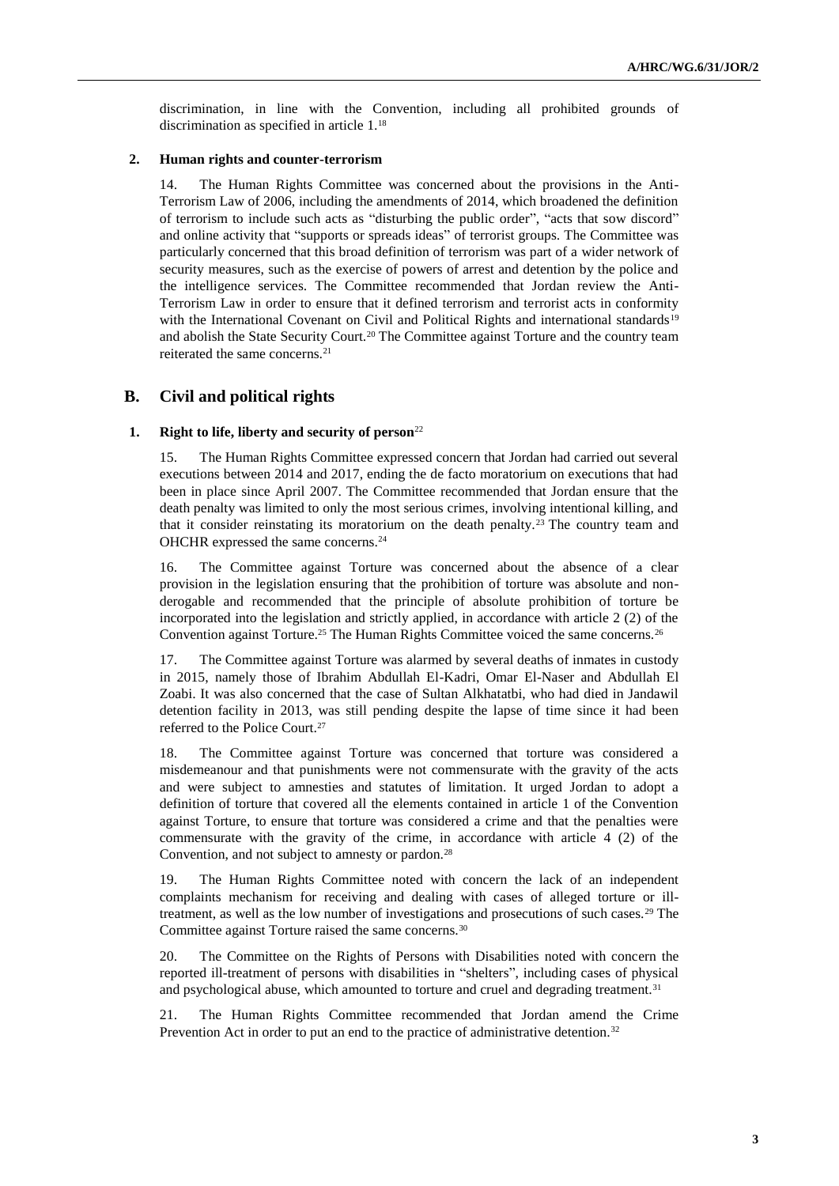discrimination, in line with the Convention, including all prohibited grounds of discrimination as specified in article 1.[18]

### 2. Human rights and counter-terrorism

14. The Human Rights Committee was concerned about the provisions in the Anti-Terrorism Law of 2006, including the amendments of 2014, which broadened the definition of terrorism to include such acts as "disturbing the public order", "acts that sow discord" and online activity that "supports or spreads ideas" of terrorist groups. The Committee was particularly concerned that this broad definition of terrorism was part of a wider network of security measures, such as the exercise of powers of arrest and detention by the police and the intelligence services. The Committee recommended that Jordan review the Anti-Terrorism Law in order to ensure that it defined terrorism and terrorist acts in conformity with the International Covenant on Civil and Political Rights and international standards[19] and abolish the State Security Court.[20] The Committee against Torture and the country team reiterated the same concerns.[21]

## B. Civil and political rights

### 1. Right to life, liberty and security of person[22]

15. The Human Rights Committee expressed concern that Jordan had carried out several executions between 2014 and 2017, ending the de facto moratorium on executions that had been in place since April 2007. The Committee recommended that Jordan ensure that the death penalty was limited to only the most serious crimes, involving intentional killing, and that it consider reinstating its moratorium on the death penalty.[23] The country team and OHCHR expressed the same concerns.[24]

16. The Committee against Torture was concerned about the absence of a clear provision in the legislation ensuring that the prohibition of torture was absolute and non-derogable and recommended that the principle of absolute prohibition of torture be incorporated into the legislation and strictly applied, in accordance with article 2 (2) of the Convention against Torture.[25] The Human Rights Committee voiced the same concerns.[26]

17. The Committee against Torture was alarmed by several deaths of inmates in custody in 2015, namely those of Ibrahim Abdullah El-Kadri, Omar El-Naser and Abdullah El Zoabi. It was also concerned that the case of Sultan Alkhatatbi, who had died in Jandawil detention facility in 2013, was still pending despite the lapse of time since it had been referred to the Police Court.[27]

18. The Committee against Torture was concerned that torture was considered a misdemeanour and that punishments were not commensurate with the gravity of the acts and were subject to amnesties and statutes of limitation. It urged Jordan to adopt a definition of torture that covered all the elements contained in article 1 of the Convention against Torture, to ensure that torture was considered a crime and that the penalties were commensurate with the gravity of the crime, in accordance with article 4 (2) of the Convention, and not subject to amnesty or pardon.[28]

19. The Human Rights Committee noted with concern the lack of an independent complaints mechanism for receiving and dealing with cases of alleged torture or ill-treatment, as well as the low number of investigations and prosecutions of such cases.[29] The Committee against Torture raised the same concerns.[30]

20. The Committee on the Rights of Persons with Disabilities noted with concern the reported ill-treatment of persons with disabilities in "shelters", including cases of physical and psychological abuse, which amounted to torture and cruel and degrading treatment.[31]

21. The Human Rights Committee recommended that Jordan amend the Crime Prevention Act in order to put an end to the practice of administrative detention.[32]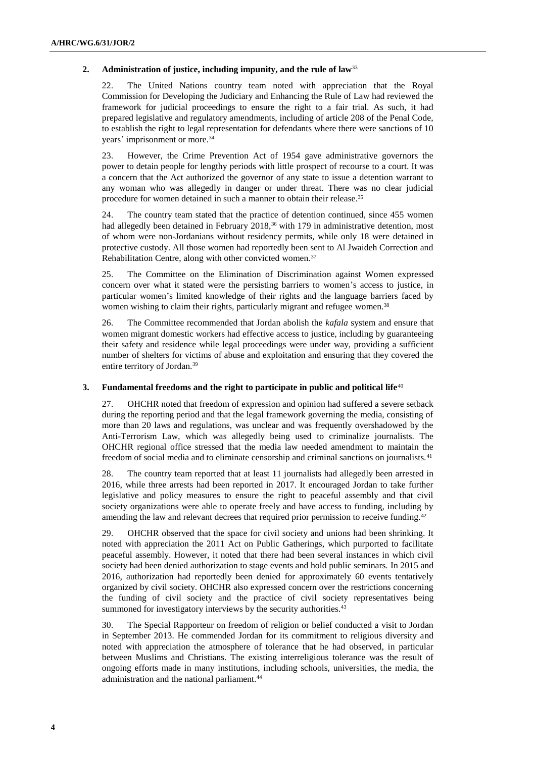### 2. Administration of justice, including impunity, and the rule of law[33]

22. The United Nations country team noted with appreciation that the Royal Commission for Developing the Judiciary and Enhancing the Rule of Law had reviewed the framework for judicial proceedings to ensure the right to a fair trial. As such, it had prepared legislative and regulatory amendments, including of article 208 of the Penal Code, to establish the right to legal representation for defendants where there were sanctions of 10 years' imprisonment or more.[34]

23. However, the Crime Prevention Act of 1954 gave administrative governors the power to detain people for lengthy periods with little prospect of recourse to a court. It was a concern that the Act authorized the governor of any state to issue a detention warrant to any woman who was allegedly in danger or under threat. There was no clear judicial procedure for women detained in such a manner to obtain their release.[35]

24. The country team stated that the practice of detention continued, since 455 women had allegedly been detained in February 2018,[36] with 179 in administrative detention, most of whom were non-Jordanians without residency permits, while only 18 were detained in protective custody. All those women had reportedly been sent to Al Jwaideh Correction and Rehabilitation Centre, along with other convicted women.[37]

25. The Committee on the Elimination of Discrimination against Women expressed concern over what it stated were the persisting barriers to women's access to justice, in particular women's limited knowledge of their rights and the language barriers faced by women wishing to claim their rights, particularly migrant and refugee women.[38]

26. The Committee recommended that Jordan abolish the *kafala* system and ensure that women migrant domestic workers had effective access to justice, including by guaranteeing their safety and residence while legal proceedings were under way, providing a sufficient number of shelters for victims of abuse and exploitation and ensuring that they covered the entire territory of Jordan.[39]

### 3. Fundamental freedoms and the right to participate in public and political life[40]

27. OHCHR noted that freedom of expression and opinion had suffered a severe setback during the reporting period and that the legal framework governing the media, consisting of more than 20 laws and regulations, was unclear and was frequently overshadowed by the Anti-Terrorism Law, which was allegedly being used to criminalize journalists. The OHCHR regional office stressed that the media law needed amendment to maintain the freedom of social media and to eliminate censorship and criminal sanctions on journalists.[41]

28. The country team reported that at least 11 journalists had allegedly been arrested in 2016, while three arrests had been reported in 2017. It encouraged Jordan to take further legislative and policy measures to ensure the right to peaceful assembly and that civil society organizations were able to operate freely and have access to funding, including by amending the law and relevant decrees that required prior permission to receive funding.[42]

29. OHCHR observed that the space for civil society and unions had been shrinking. It noted with appreciation the 2011 Act on Public Gatherings, which purported to facilitate peaceful assembly. However, it noted that there had been several instances in which civil society had been denied authorization to stage events and hold public seminars. In 2015 and 2016, authorization had reportedly been denied for approximately 60 events tentatively organized by civil society. OHCHR also expressed concern over the restrictions concerning the funding of civil society and the practice of civil society representatives being summoned for investigatory interviews by the security authorities.[43]

30. The Special Rapporteur on freedom of religion or belief conducted a visit to Jordan in September 2013. He commended Jordan for its commitment to religious diversity and noted with appreciation the atmosphere of tolerance that he had observed, in particular between Muslims and Christians. The existing interreligious tolerance was the result of ongoing efforts made in many institutions, including schools, universities, the media, the administration and the national parliament.[44]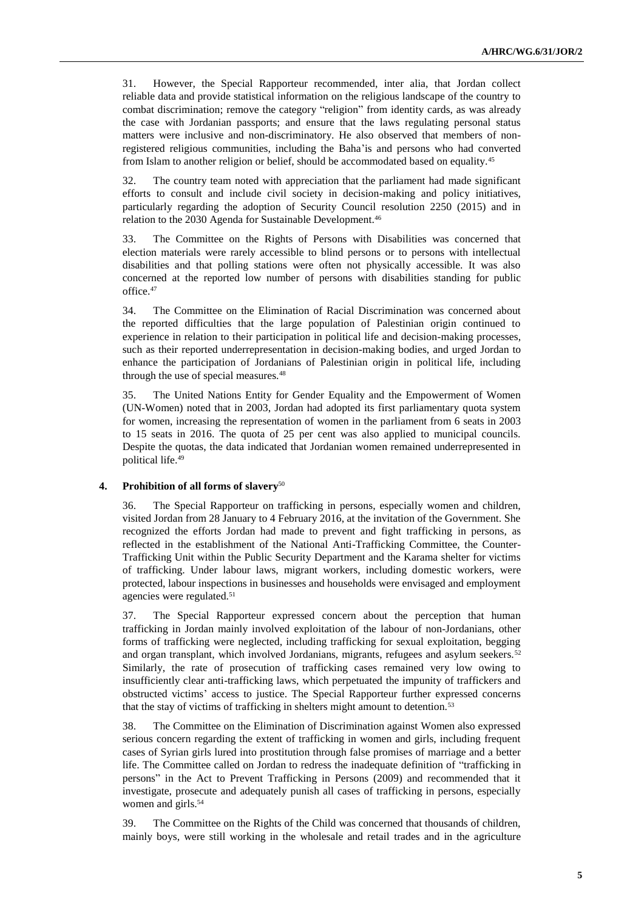31. However, the Special Rapporteur recommended, inter alia, that Jordan collect reliable data and provide statistical information on the religious landscape of the country to combat discrimination; remove the category "religion" from identity cards, as was already the case with Jordanian passports; and ensure that the laws regulating personal status matters were inclusive and non-discriminatory. He also observed that members of non-registered religious communities, including the Baha'is and persons who had converted from Islam to another religion or belief, should be accommodated based on equality.[45]

32. The country team noted with appreciation that the parliament had made significant efforts to consult and include civil society in decision-making and policy initiatives, particularly regarding the adoption of Security Council resolution 2250 (2015) and in relation to the 2030 Agenda for Sustainable Development.[46]

33. The Committee on the Rights of Persons with Disabilities was concerned that election materials were rarely accessible to blind persons or to persons with intellectual disabilities and that polling stations were often not physically accessible. It was also concerned at the reported low number of persons with disabilities standing for public office.[47]

34. The Committee on the Elimination of Racial Discrimination was concerned about the reported difficulties that the large population of Palestinian origin continued to experience in relation to their participation in political life and decision-making processes, such as their reported underrepresentation in decision-making bodies, and urged Jordan to enhance the participation of Jordanians of Palestinian origin in political life, including through the use of special measures.[48]

35. The United Nations Entity for Gender Equality and the Empowerment of Women (UN-Women) noted that in 2003, Jordan had adopted its first parliamentary quota system for women, increasing the representation of women in the parliament from 6 seats in 2003 to 15 seats in 2016. The quota of 25 per cent was also applied to municipal councils. Despite the quotas, the data indicated that Jordanian women remained underrepresented in political life.[49]

### 4. Prohibition of all forms of slavery[50]

36. The Special Rapporteur on trafficking in persons, especially women and children, visited Jordan from 28 January to 4 February 2016, at the invitation of the Government. She recognized the efforts Jordan had made to prevent and fight trafficking in persons, as reflected in the establishment of the National Anti-Trafficking Committee, the Counter-Trafficking Unit within the Public Security Department and the Karama shelter for victims of trafficking. Under labour laws, migrant workers, including domestic workers, were protected, labour inspections in businesses and households were envisaged and employment agencies were regulated.[51]

37. The Special Rapporteur expressed concern about the perception that human trafficking in Jordan mainly involved exploitation of the labour of non-Jordanians, other forms of trafficking were neglected, including trafficking for sexual exploitation, begging and organ transplant, which involved Jordanians, migrants, refugees and asylum seekers.[52] Similarly, the rate of prosecution of trafficking cases remained very low owing to insufficiently clear anti-trafficking laws, which perpetuated the impunity of traffickers and obstructed victims' access to justice. The Special Rapporteur further expressed concerns that the stay of victims of trafficking in shelters might amount to detention.[53]

38. The Committee on the Elimination of Discrimination against Women also expressed serious concern regarding the extent of trafficking in women and girls, including frequent cases of Syrian girls lured into prostitution through false promises of marriage and a better life. The Committee called on Jordan to redress the inadequate definition of "trafficking in persons" in the Act to Prevent Trafficking in Persons (2009) and recommended that it investigate, prosecute and adequately punish all cases of trafficking in persons, especially women and girls.[54]

39. The Committee on the Rights of the Child was concerned that thousands of children, mainly boys, were still working in the wholesale and retail trades and in the agriculture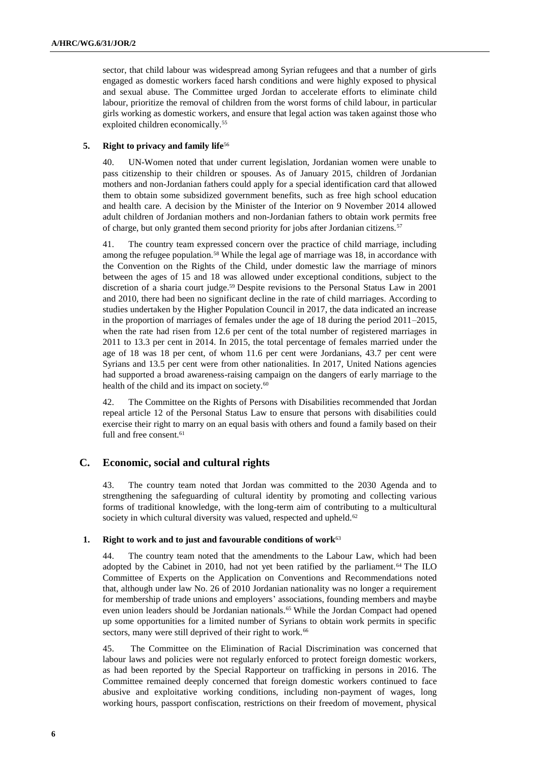sector, that child labour was widespread among Syrian refugees and that a number of girls engaged as domestic workers faced harsh conditions and were highly exposed to physical and sexual abuse. The Committee urged Jordan to accelerate efforts to eliminate child labour, prioritize the removal of children from the worst forms of child labour, in particular girls working as domestic workers, and ensure that legal action was taken against those who exploited children economically.[55]

### 5. Right to privacy and family life[56]

40. UN-Women noted that under current legislation, Jordanian women were unable to pass citizenship to their children or spouses. As of January 2015, children of Jordanian mothers and non-Jordanian fathers could apply for a special identification card that allowed them to obtain some subsidized government benefits, such as free high school education and health care. A decision by the Minister of the Interior on 9 November 2014 allowed adult children of Jordanian mothers and non-Jordanian fathers to obtain work permits free of charge, but only granted them second priority for jobs after Jordanian citizens.[57]

41. The country team expressed concern over the practice of child marriage, including among the refugee population.[58] While the legal age of marriage was 18, in accordance with the Convention on the Rights of the Child, under domestic law the marriage of minors between the ages of 15 and 18 was allowed under exceptional conditions, subject to the discretion of a sharia court judge.[59] Despite revisions to the Personal Status Law in 2001 and 2010, there had been no significant decline in the rate of child marriages. According to studies undertaken by the Higher Population Council in 2017, the data indicated an increase in the proportion of marriages of females under the age of 18 during the period 2011–2015, when the rate had risen from 12.6 per cent of the total number of registered marriages in 2011 to 13.3 per cent in 2014. In 2015, the total percentage of females married under the age of 18 was 18 per cent, of whom 11.6 per cent were Jordanians, 43.7 per cent were Syrians and 13.5 per cent were from other nationalities. In 2017, United Nations agencies had supported a broad awareness-raising campaign on the dangers of early marriage to the health of the child and its impact on society.[60]

42. The Committee on the Rights of Persons with Disabilities recommended that Jordan repeal article 12 of the Personal Status Law to ensure that persons with disabilities could exercise their right to marry on an equal basis with others and found a family based on their full and free consent.[61]

## C. Economic, social and cultural rights

43. The country team noted that Jordan was committed to the 2030 Agenda and to strengthening the safeguarding of cultural identity by promoting and collecting various forms of traditional knowledge, with the long-term aim of contributing to a multicultural society in which cultural diversity was valued, respected and upheld.[62]

### 1. Right to work and to just and favourable conditions of work[63]

44. The country team noted that the amendments to the Labour Law, which had been adopted by the Cabinet in 2010, had not yet been ratified by the parliament.[64] The ILO Committee of Experts on the Application on Conventions and Recommendations noted that, although under law No. 26 of 2010 Jordanian nationality was no longer a requirement for membership of trade unions and employers' associations, founding members and maybe even union leaders should be Jordanian nationals.[65] While the Jordan Compact had opened up some opportunities for a limited number of Syrians to obtain work permits in specific sectors, many were still deprived of their right to work.[66]

45. The Committee on the Elimination of Racial Discrimination was concerned that labour laws and policies were not regularly enforced to protect foreign domestic workers, as had been reported by the Special Rapporteur on trafficking in persons in 2016. The Committee remained deeply concerned that foreign domestic workers continued to face abusive and exploitative working conditions, including non-payment of wages, long working hours, passport confiscation, restrictions on their freedom of movement, physical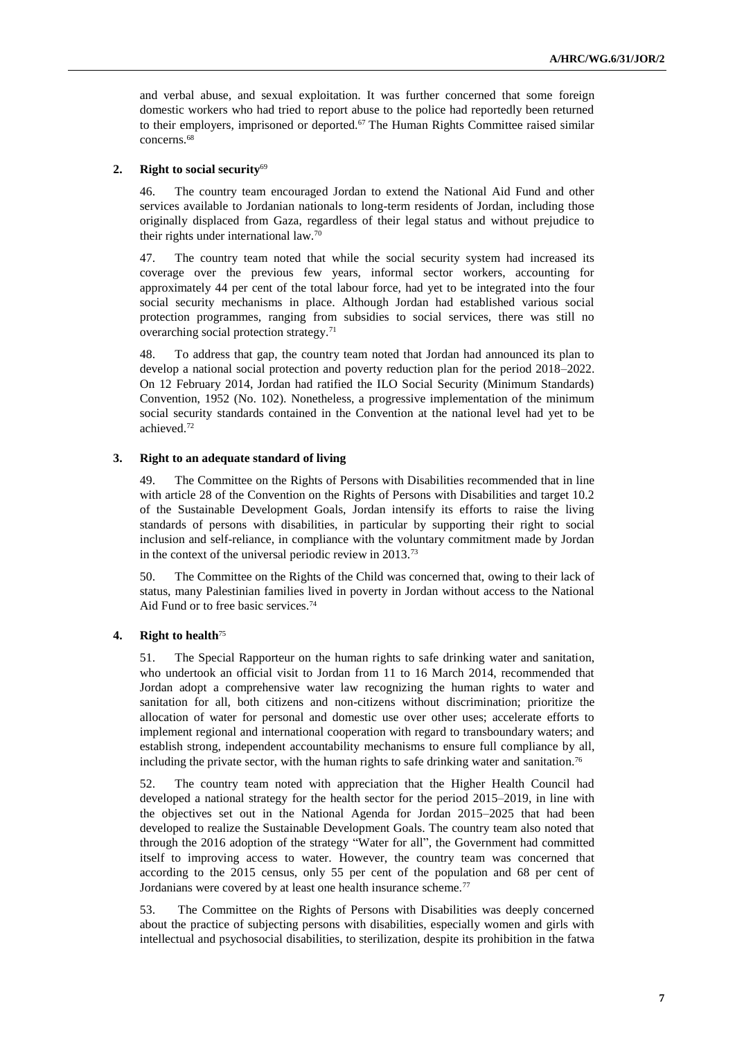and verbal abuse, and sexual exploitation. It was further concerned that some foreign domestic workers who had tried to report abuse to the police had reportedly been returned to their employers, imprisoned or deported.[67] The Human Rights Committee raised similar concerns.[68]

### 2. Right to social security[69]

46. The country team encouraged Jordan to extend the National Aid Fund and other services available to Jordanian nationals to long-term residents of Jordan, including those originally displaced from Gaza, regardless of their legal status and without prejudice to their rights under international law.[70]

47. The country team noted that while the social security system had increased its coverage over the previous few years, informal sector workers, accounting for approximately 44 per cent of the total labour force, had yet to be integrated into the four social security mechanisms in place. Although Jordan had established various social protection programmes, ranging from subsidies to social services, there was still no overarching social protection strategy.[71]

48. To address that gap, the country team noted that Jordan had announced its plan to develop a national social protection and poverty reduction plan for the period 2018–2022. On 12 February 2014, Jordan had ratified the ILO Social Security (Minimum Standards) Convention, 1952 (No. 102). Nonetheless, a progressive implementation of the minimum social security standards contained in the Convention at the national level had yet to be achieved.[72]

### 3. Right to an adequate standard of living

49. The Committee on the Rights of Persons with Disabilities recommended that in line with article 28 of the Convention on the Rights of Persons with Disabilities and target 10.2 of the Sustainable Development Goals, Jordan intensify its efforts to raise the living standards of persons with disabilities, in particular by supporting their right to social inclusion and self-reliance, in compliance with the voluntary commitment made by Jordan in the context of the universal periodic review in 2013.[73]

50. The Committee on the Rights of the Child was concerned that, owing to their lack of status, many Palestinian families lived in poverty in Jordan without access to the National Aid Fund or to free basic services.[74]

### 4. Right to health[75]

51. The Special Rapporteur on the human rights to safe drinking water and sanitation, who undertook an official visit to Jordan from 11 to 16 March 2014, recommended that Jordan adopt a comprehensive water law recognizing the human rights to water and sanitation for all, both citizens and non-citizens without discrimination; prioritize the allocation of water for personal and domestic use over other uses; accelerate efforts to implement regional and international cooperation with regard to transboundary waters; and establish strong, independent accountability mechanisms to ensure full compliance by all, including the private sector, with the human rights to safe drinking water and sanitation.[76]

52. The country team noted with appreciation that the Higher Health Council had developed a national strategy for the health sector for the period 2015–2019, in line with the objectives set out in the National Agenda for Jordan 2015–2025 that had been developed to realize the Sustainable Development Goals. The country team also noted that through the 2016 adoption of the strategy "Water for all", the Government had committed itself to improving access to water. However, the country team was concerned that according to the 2015 census, only 55 per cent of the population and 68 per cent of Jordanians were covered by at least one health insurance scheme.[77]

53. The Committee on the Rights of Persons with Disabilities was deeply concerned about the practice of subjecting persons with disabilities, especially women and girls with intellectual and psychosocial disabilities, to sterilization, despite its prohibition in the fatwa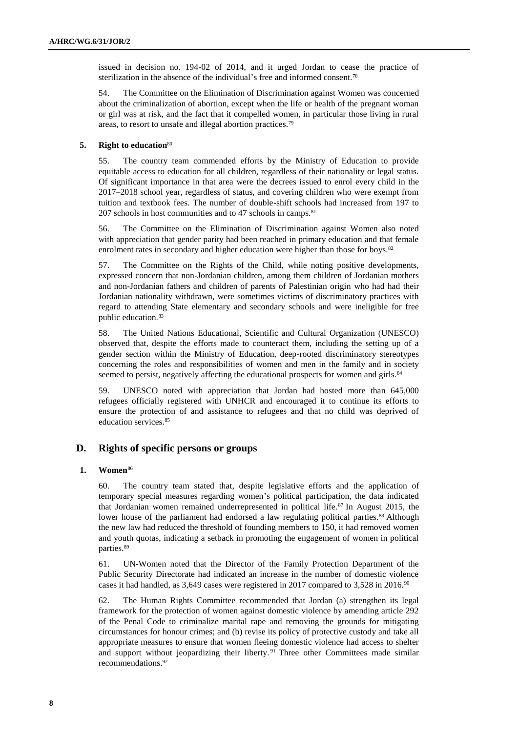issued in decision no. 194-02 of 2014, and it urged Jordan to cease the practice of sterilization in the absence of the individual's free and informed consent.[78]

54. The Committee on the Elimination of Discrimination against Women was concerned about the criminalization of abortion, except when the life or health of the pregnant woman or girl was at risk, and the fact that it compelled women, in particular those living in rural areas, to resort to unsafe and illegal abortion practices.[79]

### 5. Right to education[80]

55. The country team commended efforts by the Ministry of Education to provide equitable access to education for all children, regardless of their nationality or legal status. Of significant importance in that area were the decrees issued to enrol every child in the 2017–2018 school year, regardless of status, and covering children who were exempt from tuition and textbook fees. The number of double-shift schools had increased from 197 to 207 schools in host communities and to 47 schools in camps.[81]

56. The Committee on the Elimination of Discrimination against Women also noted with appreciation that gender parity had been reached in primary education and that female enrolment rates in secondary and higher education were higher than those for boys.[82]

57. The Committee on the Rights of the Child, while noting positive developments, expressed concern that non-Jordanian children, among them children of Jordanian mothers and non-Jordanian fathers and children of parents of Palestinian origin who had had their Jordanian nationality withdrawn, were sometimes victims of discriminatory practices with regard to attending State elementary and secondary schools and were ineligible for free public education.[83]

58. The United Nations Educational, Scientific and Cultural Organization (UNESCO) observed that, despite the efforts made to counteract them, including the setting up of a gender section within the Ministry of Education, deep-rooted discriminatory stereotypes concerning the roles and responsibilities of women and men in the family and in society seemed to persist, negatively affecting the educational prospects for women and girls.[84]

59. UNESCO noted with appreciation that Jordan had hosted more than 645,000 refugees officially registered with UNHCR and encouraged it to continue its efforts to ensure the protection of and assistance to refugees and that no child was deprived of education services.[85]

## D. Rights of specific persons or groups

### 1. Women[86]

60. The country team stated that, despite legislative efforts and the application of temporary special measures regarding women's political participation, the data indicated that Jordanian women remained underrepresented in political life.[87] In August 2015, the lower house of the parliament had endorsed a law regulating political parties.[88] Although the new law had reduced the threshold of founding members to 150, it had removed women and youth quotas, indicating a setback in promoting the engagement of women in political parties.[89]

61. UN-Women noted that the Director of the Family Protection Department of the Public Security Directorate had indicated an increase in the number of domestic violence cases it had handled, as 3,649 cases were registered in 2017 compared to 3,528 in 2016.[90]

62. The Human Rights Committee recommended that Jordan (a) strengthen its legal framework for the protection of women against domestic violence by amending article 292 of the Penal Code to criminalize marital rape and removing the grounds for mitigating circumstances for honour crimes; and (b) revise its policy of protective custody and take all appropriate measures to ensure that women fleeing domestic violence had access to shelter and support without jeopardizing their liberty.[91] Three other Committees made similar recommendations.[92]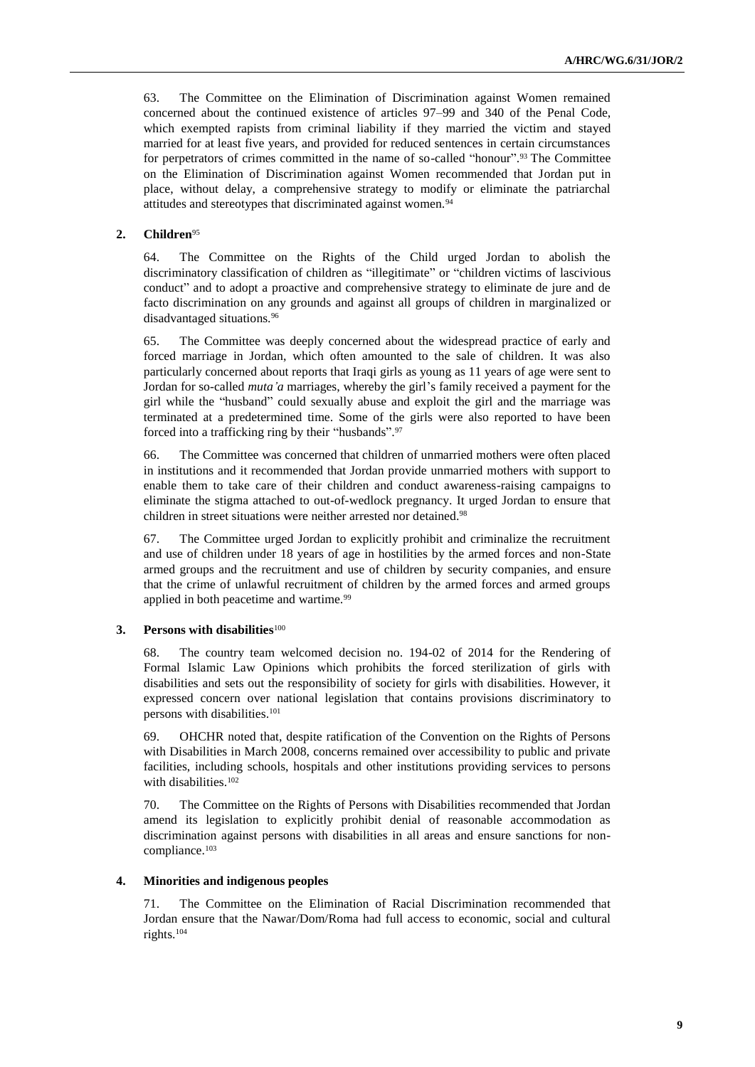63. The Committee on the Elimination of Discrimination against Women remained concerned about the continued existence of articles 97–99 and 340 of the Penal Code, which exempted rapists from criminal liability if they married the victim and stayed married for at least five years, and provided for reduced sentences in certain circumstances for perpetrators of crimes committed in the name of so-called "honour".[93] The Committee on the Elimination of Discrimination against Women recommended that Jordan put in place, without delay, a comprehensive strategy to modify or eliminate the patriarchal attitudes and stereotypes that discriminated against women.[94]

### 2. Children[95]

64. The Committee on the Rights of the Child urged Jordan to abolish the discriminatory classification of children as "illegitimate" or "children victims of lascivious conduct" and to adopt a proactive and comprehensive strategy to eliminate de jure and de facto discrimination on any grounds and against all groups of children in marginalized or disadvantaged situations.[96]

65. The Committee was deeply concerned about the widespread practice of early and forced marriage in Jordan, which often amounted to the sale of children. It was also particularly concerned about reports that Iraqi girls as young as 11 years of age were sent to Jordan for so-called *muta'a* marriages, whereby the girl's family received a payment for the girl while the "husband" could sexually abuse and exploit the girl and the marriage was terminated at a predetermined time. Some of the girls were also reported to have been forced into a trafficking ring by their "husbands".[97]

66. The Committee was concerned that children of unmarried mothers were often placed in institutions and it recommended that Jordan provide unmarried mothers with support to enable them to take care of their children and conduct awareness-raising campaigns to eliminate the stigma attached to out-of-wedlock pregnancy. It urged Jordan to ensure that children in street situations were neither arrested nor detained.[98]

67. The Committee urged Jordan to explicitly prohibit and criminalize the recruitment and use of children under 18 years of age in hostilities by the armed forces and non-State armed groups and the recruitment and use of children by security companies, and ensure that the crime of unlawful recruitment of children by the armed forces and armed groups applied in both peacetime and wartime.[99]

### 3. Persons with disabilities[100]

68. The country team welcomed decision no. 194-02 of 2014 for the Rendering of Formal Islamic Law Opinions which prohibits the forced sterilization of girls with disabilities and sets out the responsibility of society for girls with disabilities. However, it expressed concern over national legislation that contains provisions discriminatory to persons with disabilities.[101]

69. OHCHR noted that, despite ratification of the Convention on the Rights of Persons with Disabilities in March 2008, concerns remained over accessibility to public and private facilities, including schools, hospitals and other institutions providing services to persons with disabilities.[102]

70. The Committee on the Rights of Persons with Disabilities recommended that Jordan amend its legislation to explicitly prohibit denial of reasonable accommodation as discrimination against persons with disabilities in all areas and ensure sanctions for non-compliance.[103]

### 4. Minorities and indigenous peoples

71. The Committee on the Elimination of Racial Discrimination recommended that Jordan ensure that the Nawar/Dom/Roma had full access to economic, social and cultural rights.[104]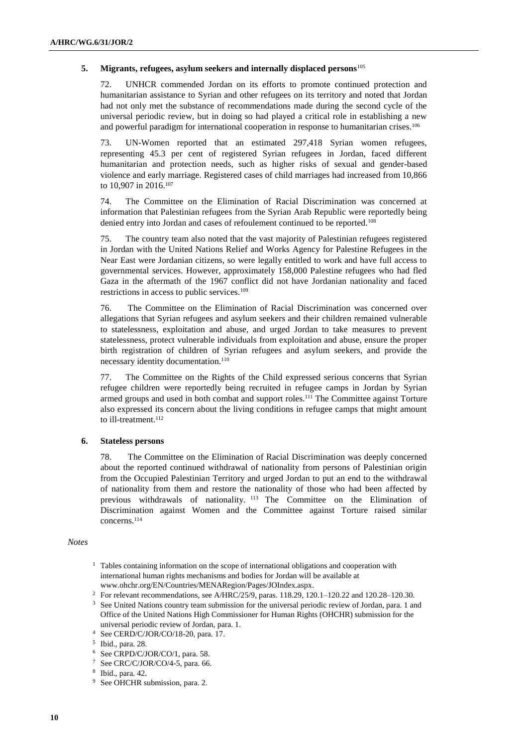### 5. Migrants, refugees, asylum seekers and internally displaced persons[105]

72. UNHCR commended Jordan on its efforts to promote continued protection and humanitarian assistance to Syrian and other refugees on its territory and noted that Jordan had not only met the substance of recommendations made during the second cycle of the universal periodic review, but in doing so had played a critical role in establishing a new and powerful paradigm for international cooperation in response to humanitarian crises.[106]

73. UN-Women reported that an estimated 297,418 Syrian women refugees, representing 45.3 per cent of registered Syrian refugees in Jordan, faced different humanitarian and protection needs, such as higher risks of sexual and gender-based violence and early marriage. Registered cases of child marriages had increased from 10,866 to 10,907 in 2016.[107]

74. The Committee on the Elimination of Racial Discrimination was concerned at information that Palestinian refugees from the Syrian Arab Republic were reportedly being denied entry into Jordan and cases of refoulement continued to be reported.[108]

75. The country team also noted that the vast majority of Palestinian refugees registered in Jordan with the United Nations Relief and Works Agency for Palestine Refugees in the Near East were Jordanian citizens, so were legally entitled to work and have full access to governmental services. However, approximately 158,000 Palestine refugees who had fled Gaza in the aftermath of the 1967 conflict did not have Jordanian nationality and faced restrictions in access to public services.[109]

76. The Committee on the Elimination of Racial Discrimination was concerned over allegations that Syrian refugees and asylum seekers and their children remained vulnerable to statelessness, exploitation and abuse, and urged Jordan to take measures to prevent statelessness, protect vulnerable individuals from exploitation and abuse, ensure the proper birth registration of children of Syrian refugees and asylum seekers, and provide the necessary identity documentation.[110]

77. The Committee on the Rights of the Child expressed serious concerns that Syrian refugee children were reportedly being recruited in refugee camps in Jordan by Syrian armed groups and used in both combat and support roles.[111] The Committee against Torture also expressed its concern about the living conditions in refugee camps that might amount to ill-treatment.[112]

### 6. Stateless persons

78. The Committee on the Elimination of Racial Discrimination was deeply concerned about the reported continued withdrawal of nationality from persons of Palestinian origin from the Occupied Palestinian Territory and urged Jordan to put an end to the withdrawal of nationality from them and restore the nationality of those who had been affected by previous withdrawals of nationality.[113] The Committee on the Elimination of Discrimination against Women and the Committee against Torture raised similar concerns.[114]

*Notes*

1. Tables containing information on the scope of international obligations and cooperation with international human rights mechanisms and bodies for Jordan will be available at www.ohchr.org/EN/Countries/MENARegion/Pages/JOIndex.aspx.
2. For relevant recommendations, see A/HRC/25/9, paras. 118.29, 120.1–120.22 and 120.28–120.30.
3. See United Nations country team submission for the universal periodic review of Jordan, para. 1 and Office of the United Nations High Commissioner for Human Rights (OHCHR) submission for the universal periodic review of Jordan, para. 1.
4. See CERD/C/JOR/CO/18-20, para. 17.
5. Ibid., para. 28.
6. See CRPD/C/JOR/CO/1, para. 58.
7. See CRC/C/JOR/CO/4-5, para. 66.
8. Ibid., para. 42.
9. See OHCHR submission, para. 2.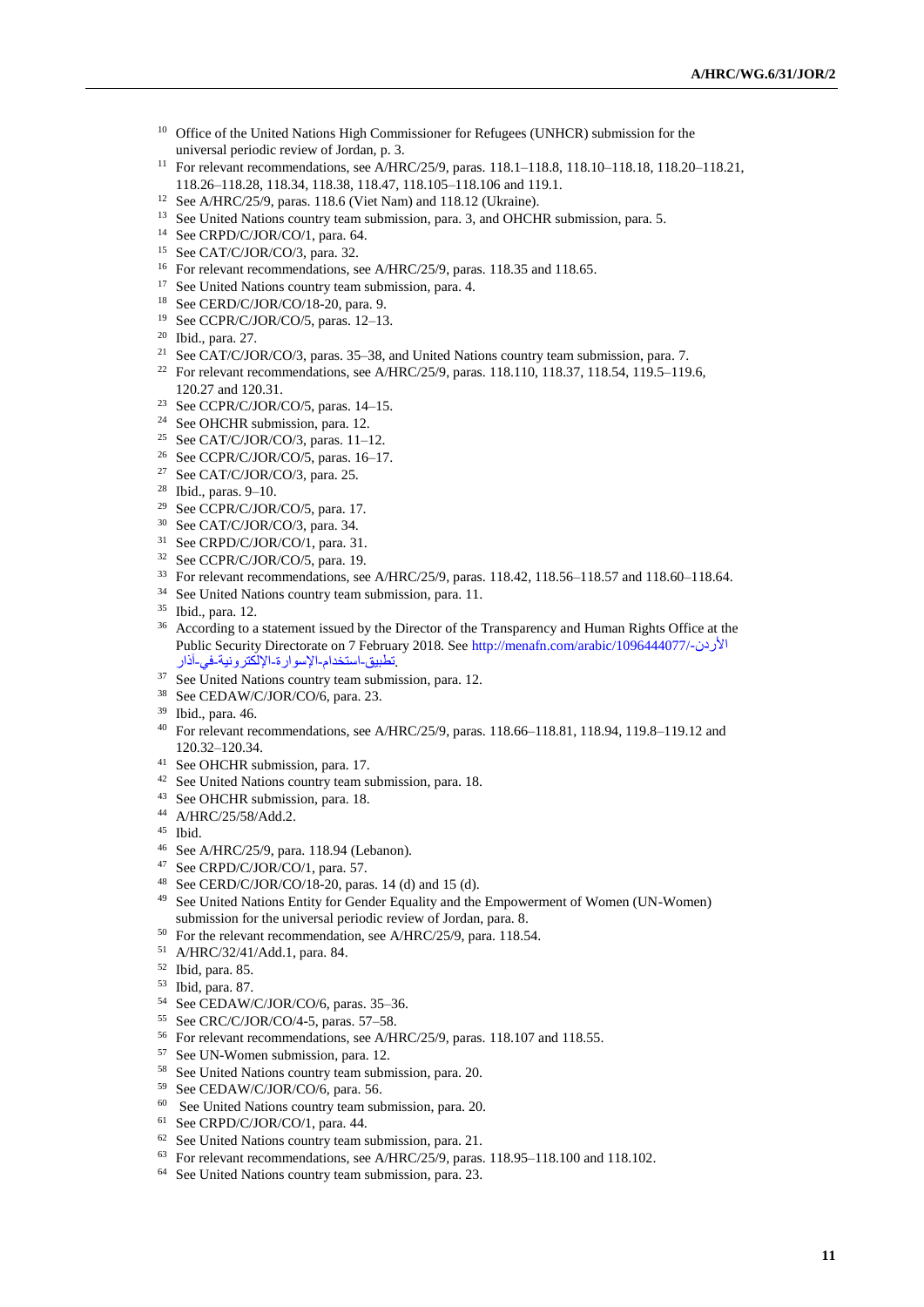[10] Office of the United Nations High Commissioner for Refugees (UNHCR) submission for the universal periodic review of Jordan, p. 3.

[11] For relevant recommendations, see A/HRC/25/9, paras. 118.1–118.8, 118.10–118.18, 118.20–118.21, 118.26–118.28, 118.34, 118.38, 118.47, 118.105–118.106 and 119.1.

[12] See A/HRC/25/9, paras. 118.6 (Viet Nam) and 118.12 (Ukraine).

[13] See United Nations country team submission, para. 3, and OHCHR submission, para. 5.

[14] See CRPD/C/JOR/CO/1, para. 64.

[15] See CAT/C/JOR/CO/3, para. 32.

[16] For relevant recommendations, see A/HRC/25/9, paras. 118.35 and 118.65.

[17] See United Nations country team submission, para. 4.

[18] See CERD/C/JOR/CO/18-20, para. 9.

[19] See CCPR/C/JOR/CO/5, paras. 12–13.

[20] Ibid., para. 27.

[21] See CAT/C/JOR/CO/3, paras. 35–38, and United Nations country team submission, para. 7.

[22] For relevant recommendations, see A/HRC/25/9, paras. 118.110, 118.37, 118.54, 119.5–119.6, 120.27 and 120.31.

[23] See CCPR/C/JOR/CO/5, paras. 14–15.

[24] See OHCHR submission, para. 12.

[25] See CAT/C/JOR/CO/3, paras. 11–12.

[26] See CCPR/C/JOR/CO/5, paras. 16–17.

[27] See CAT/C/JOR/CO/3, para. 25.

[28] Ibid., paras. 9–10.

[29] See CCPR/C/JOR/CO/5, para. 17.

[30] See CAT/C/JOR/CO/3, para. 34.

[31] See CRPD/C/JOR/CO/1, para. 31.

[32] See CCPR/C/JOR/CO/5, para. 19.

[33] For relevant recommendations, see A/HRC/25/9, paras. 118.42, 118.56–118.57 and 118.60–118.64.

[34] See United Nations country team submission, para. 11.

[35] Ibid., para. 12.

[36] According to a statement issued by the Director of the Transparency and Human Rights Office at the Public Security Directorate on 7 February 2018. See http://menafn.com/arabic/1096444077/-الأردن-تطبيق-استخدام-الإسوارة-الإلكترونية-في-آذار.

[37] See United Nations country team submission, para. 12.

[38] See CEDAW/C/JOR/CO/6, para. 23.

[39] Ibid., para. 46.

[40] For relevant recommendations, see A/HRC/25/9, paras. 118.66–118.81, 118.94, 119.8–119.12 and 120.32–120.34.

[41] See OHCHR submission, para. 17.

[42] See United Nations country team submission, para. 18.

[43] See OHCHR submission, para. 18.

[44] A/HRC/25/58/Add.2.

[45] Ibid.

[46] See A/HRC/25/9, para. 118.94 (Lebanon).

[47] See CRPD/C/JOR/CO/1, para. 57.

[48] See CERD/C/JOR/CO/18-20, paras. 14 (d) and 15 (d).

[49] See United Nations Entity for Gender Equality and the Empowerment of Women (UN-Women) submission for the universal periodic review of Jordan, para. 8.

[50] For the relevant recommendation, see A/HRC/25/9, para. 118.54.

[51] A/HRC/32/41/Add.1, para. 84.

[52] Ibid, para. 85.

[53] Ibid, para. 87.

[54] See CEDAW/C/JOR/CO/6, paras. 35–36.

[55] See CRC/C/JOR/CO/4-5, paras. 57–58.

[56] For relevant recommendations, see A/HRC/25/9, paras. 118.107 and 118.55.

[57] See UN-Women submission, para. 12.

[58] See United Nations country team submission, para. 20.

[59] See CEDAW/C/JOR/CO/6, para. 56.

[60] See United Nations country team submission, para. 20.

[61] See CRPD/C/JOR/CO/1, para. 44.

[62] See United Nations country team submission, para. 21.

[63] For relevant recommendations, see A/HRC/25/9, paras. 118.95–118.100 and 118.102.

[64] See United Nations country team submission, para. 23.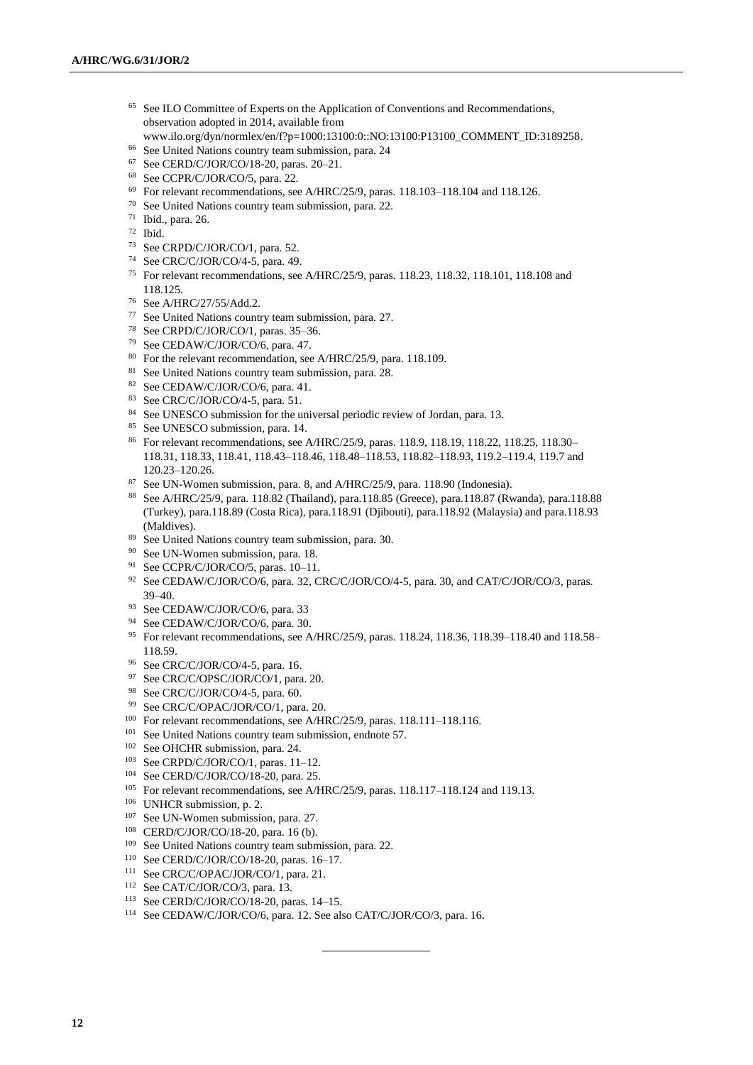[65] See ILO Committee of Experts on the Application of Conventions and Recommendations, observation adopted in 2014, available from www.ilo.org/dyn/normlex/en/f?p=1000:13100:0::NO:13100:P13100_COMMENT_ID:3189258.

[66] See United Nations country team submission, para. 24

[67] See CERD/C/JOR/CO/18-20, paras. 20–21.

[68] See CCPR/C/JOR/CO/5, para. 22.

[69] For relevant recommendations, see A/HRC/25/9, paras. 118.103–118.104 and 118.126.

[70] See United Nations country team submission, para. 22.

[71] Ibid., para. 26.

[72] Ibid.

[73] See CRPD/C/JOR/CO/1, para. 52.

[74] See CRC/C/JOR/CO/4-5, para. 49.

[75] For relevant recommendations, see A/HRC/25/9, paras. 118.23, 118.32, 118.101, 118.108 and 118.125.

[76] See A/HRC/27/55/Add.2.

[77] See United Nations country team submission, para. 27.

[78] See CRPD/C/JOR/CO/1, paras. 35–36.

[79] See CEDAW/C/JOR/CO/6, para. 47.

[80] For the relevant recommendation, see A/HRC/25/9, para. 118.109.

[81] See United Nations country team submission, para. 28.

[82] See CEDAW/C/JOR/CO/6, para. 41.

[83] See CRC/C/JOR/CO/4-5, para. 51.

[84] See UNESCO submission for the universal periodic review of Jordan, para. 13.

[85] See UNESCO submission, para. 14.

[86] For relevant recommendations, see A/HRC/25/9, paras. 118.9, 118.19, 118.22, 118.25, 118.30–118.31, 118.33, 118.41, 118.43–118.46, 118.48–118.53, 118.82–118.93, 119.2–119.4, 119.7 and 120.23–120.26.

[87] See UN-Women submission, para. 8, and A/HRC/25/9, para. 118.90 (Indonesia).

[88] See A/HRC/25/9, para. 118.82 (Thailand), para.118.85 (Greece), para.118.87 (Rwanda), para.118.88 (Turkey), para.118.89 (Costa Rica), para.118.91 (Djibouti), para.118.92 (Malaysia) and para.118.93 (Maldives).

[89] See United Nations country team submission, para. 30.

[90] See UN-Women submission, para. 18.

[91] See CCPR/C/JOR/CO/5, paras. 10–11.

[92] See CEDAW/C/JOR/CO/6, para. 32, CRC/C/JOR/CO/4-5, para. 30, and CAT/C/JOR/CO/3, paras. 39–40.

[93] See CEDAW/C/JOR/CO/6, para. 33

[94] See CEDAW/C/JOR/CO/6, para. 30.

[95] For relevant recommendations, see A/HRC/25/9, paras. 118.24, 118.36, 118.39–118.40 and 118.58–118.59.

[96] See CRC/C/JOR/CO/4-5, para. 16.

[97] See CRC/C/OPSC/JOR/CO/1, para. 20.

[98] See CRC/C/JOR/CO/4-5, para. 60.

[99] See CRC/C/OPAC/JOR/CO/1, para. 20.

[100] For relevant recommendations, see A/HRC/25/9, paras. 118.111–118.116.

[101] See United Nations country team submission, endnote 57.

[102] See OHCHR submission, para. 24.

[103] See CRPD/C/JOR/CO/1, paras. 11–12.

[104] See CERD/C/JOR/CO/18-20, para. 25.

[105] For relevant recommendations, see A/HRC/25/9, paras. 118.117–118.124 and 119.13.

[106] UNHCR submission, p. 2.

[107] See UN-Women submission, para. 27.

[108] CERD/C/JOR/CO/18-20, para. 16 (b).

[109] See United Nations country team submission, para. 22.

[110] See CERD/C/JOR/CO/18-20, paras. 16–17.

[111] See CRC/C/OPAC/JOR/CO/1, para. 21.

[112] See CAT/C/JOR/CO/3, para. 13.

[113] See CERD/C/JOR/CO/18-20, paras. 14–15.

[114] See CEDAW/C/JOR/CO/6, para. 12. See also CAT/C/JOR/CO/3, para. 16.